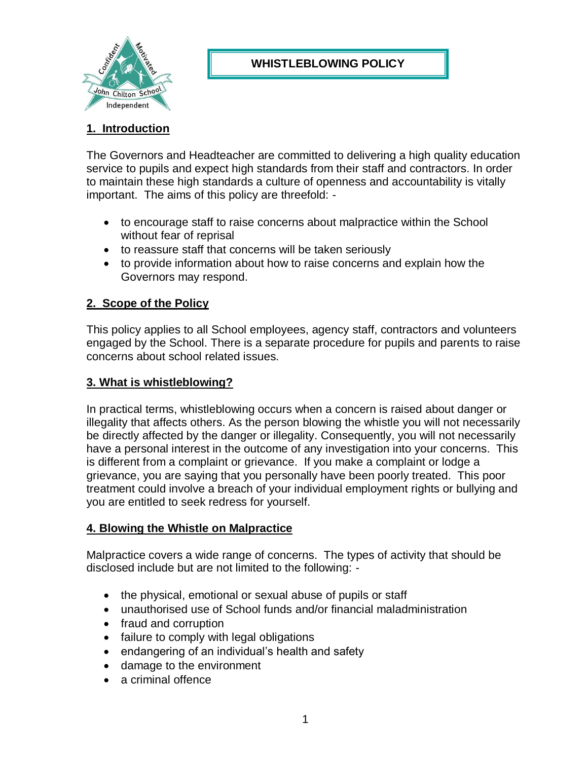# WHISTLEBLOWING POLICY

## 1. Introduction

The Governors and Headteacher are committed to delivering a high quality education service to pupils and expect high standards from their staff and contractors. In order to maintain these high standards a culture of openness and accountability is vitally important. The aims of this policy are threefold: -

- to encourage staff to raise concerns about malpractice within the School without fear of reprisal
- to reassure staff that concerns will be taken seriously
- to provide information about how to raise concerns and explain how the Governors may respond.

## 2. Scope of the Policy

This policy applies to all School employees, agency staff, contractors and volunteers engaged by the School. There is a separate procedure for pupils and parents to raise concerns about school related issues.

## 3. What is whistleblowing?

In practical terms, whistleblowing occurs when a concern is raised about danger or illegality that affects others. As the person blowing the whistle you will not necessarily be directly affected by the danger or illegality. Consequently, you will not necessarily have a personal interest in the outcome of any investigation into your concerns. This is different from a complaint or grievance. If you make a complaint or lodge a grievance, you are saying that you personally have been poorly treated. This poor treatment could involve a breach of your individual employment rights or bullying and you are entitled to seek redress for yourself.

## 4. Blowing the Whistle on Malpractice

Malpractice covers a wide range of concerns. The types of activity that should be disclosed include but are not limited to the following: -

- the physical, emotional or sexual abuse of pupils or staff
- unauthorised use of School funds and/or financial maladministration
- fraud and corruption
- failure to comply with legal obligations
- endangering of an individual's health and safety
- damage to the environment
- a criminal offence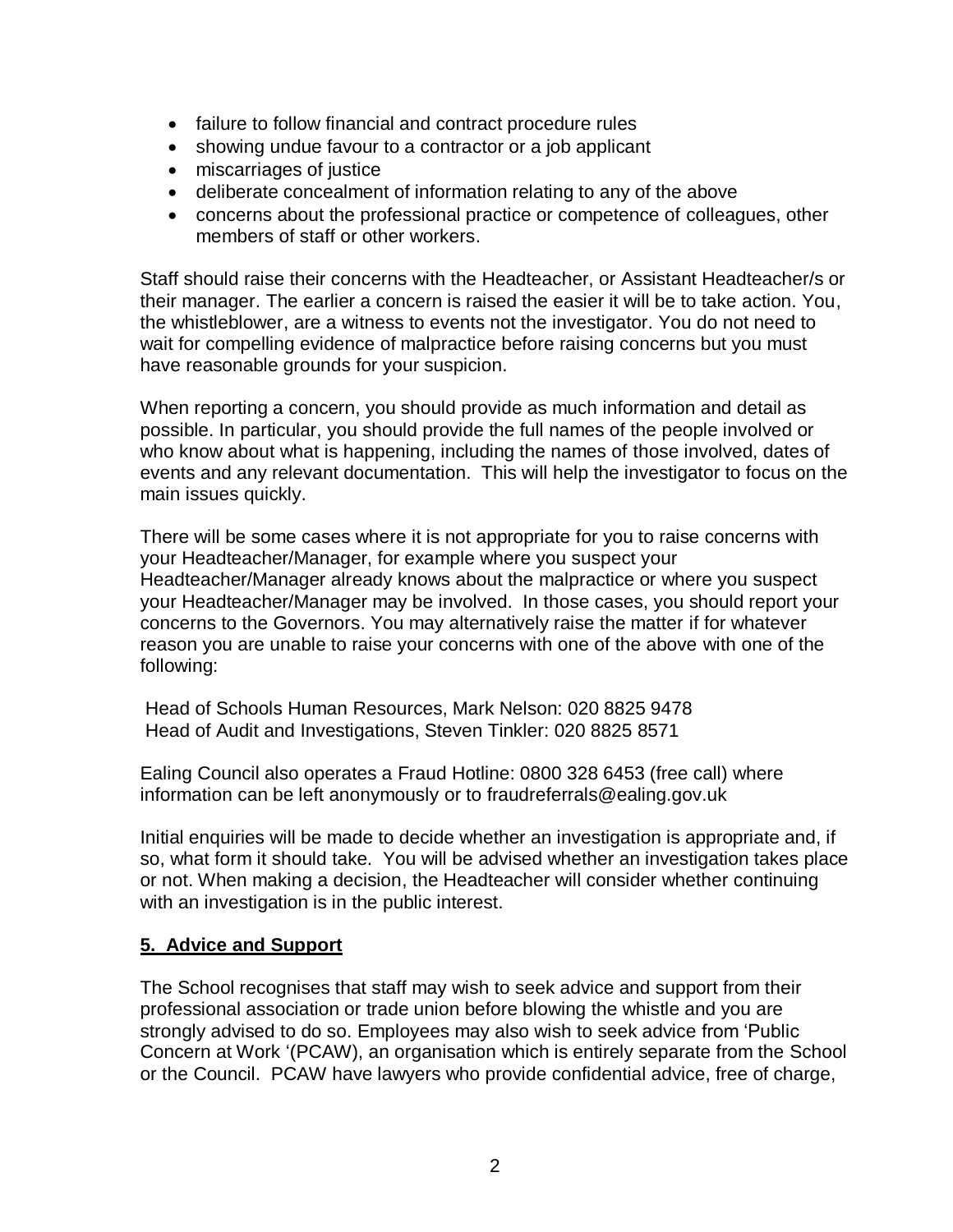- failure to follow financial and contract procedure rules
- showing undue favour to a contractor or a job applicant
- miscarriages of justice
- deliberate concealment of information relating to any of the above
- concerns about the professional practice or competence of colleagues, other members of staff or other workers.

Staff should raise their concerns with the Headteacher, or Assistant Headteacher/s or their manager. The earlier a concern is raised the easier it will be to take action. You, the whistleblower, are a witness to events not the investigator. You do not need to wait for compelling evidence of malpractice before raising concerns but you must have reasonable grounds for your suspicion.

When reporting a concern, you should provide as much information and detail as possible. In particular, you should provide the full names of the people involved or who know about what is happening, including the names of those involved, dates of events and any relevant documentation. This will help the investigator to focus on the main issues quickly.

There will be some cases where it is not appropriate for you to raise concerns with your Headteacher/Manager, for example where you suspect your Headteacher/Manager already knows about the malpractice or where you suspect your Headteacher/Manager may be involved. In those cases, you should report your concerns to the Governors. You may alternatively raise the matter if for whatever reason you are unable to raise your concerns with one of the above with one of the following:

Head of Schools Human Resources, Mark Nelson: 020 8825 9478
Head of Audit and Investigations, Steven Tinkler: 020 8825 8571

Ealing Council also operates a Fraud Hotline: 0800 328 6453 (free call) where information can be left anonymously or to fraudreferrals@ealing.gov.uk

Initial enquiries will be made to decide whether an investigation is appropriate and, if so, what form it should take. You will be advised whether an investigation takes place or not. When making a decision, the Headteacher will consider whether continuing with an investigation is in the public interest.

## 5. Advice and Support

The School recognises that staff may wish to seek advice and support from their professional association or trade union before blowing the whistle and you are strongly advised to do so. Employees may also wish to seek advice from 'Public Concern at Work '(PCAW), an organisation which is entirely separate from the School or the Council. PCAW have lawyers who provide confidential advice, free of charge,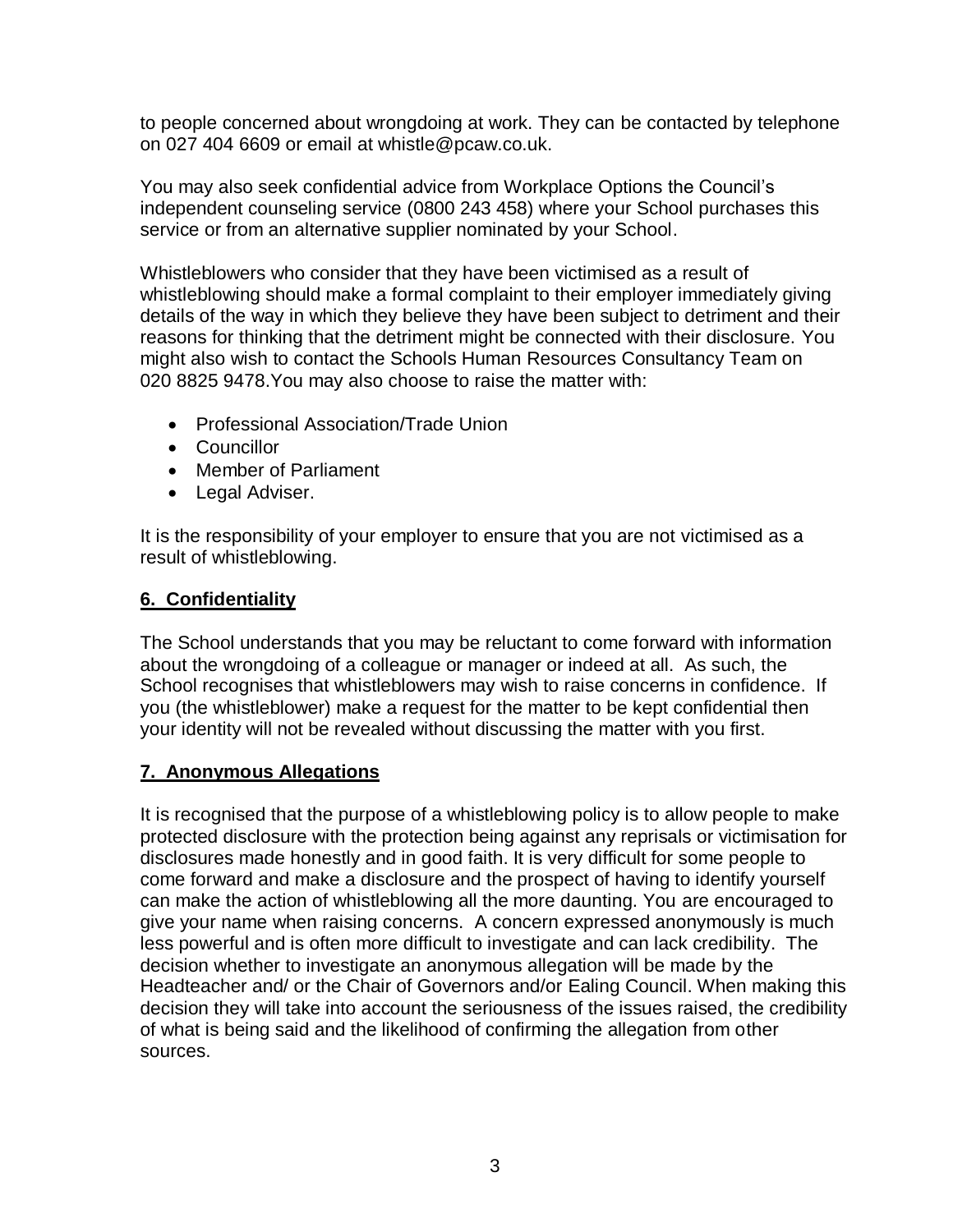to people concerned about wrongdoing at work. They can be contacted by telephone on 027 404 6609 or email at whistle@pcaw.co.uk.

You may also seek confidential advice from Workplace Options the Council's independent counseling service (0800 243 458) where your School purchases this service or from an alternative supplier nominated by your School.

Whistleblowers who consider that they have been victimised as a result of whistleblowing should make a formal complaint to their employer immediately giving details of the way in which they believe they have been subject to detriment and their reasons for thinking that the detriment might be connected with their disclosure. You might also wish to contact the Schools Human Resources Consultancy Team on 020 8825 9478.You may also choose to raise the matter with:

- Professional Association/Trade Union
- Councillor
- Member of Parliament
- Legal Adviser.

It is the responsibility of your employer to ensure that you are not victimised as a result of whistleblowing.

## 6. Confidentiality

The School understands that you may be reluctant to come forward with information about the wrongdoing of a colleague or manager or indeed at all. As such, the School recognises that whistleblowers may wish to raise concerns in confidence. If you (the whistleblower) make a request for the matter to be kept confidential then your identity will not be revealed without discussing the matter with you first.

## 7. Anonymous Allegations

It is recognised that the purpose of a whistleblowing policy is to allow people to make protected disclosure with the protection being against any reprisals or victimisation for disclosures made honestly and in good faith. It is very difficult for some people to come forward and make a disclosure and the prospect of having to identify yourself can make the action of whistleblowing all the more daunting. You are encouraged to give your name when raising concerns. A concern expressed anonymously is much less powerful and is often more difficult to investigate and can lack credibility. The decision whether to investigate an anonymous allegation will be made by the Headteacher and/ or the Chair of Governors and/or Ealing Council. When making this decision they will take into account the seriousness of the issues raised, the credibility of what is being said and the likelihood of confirming the allegation from other sources.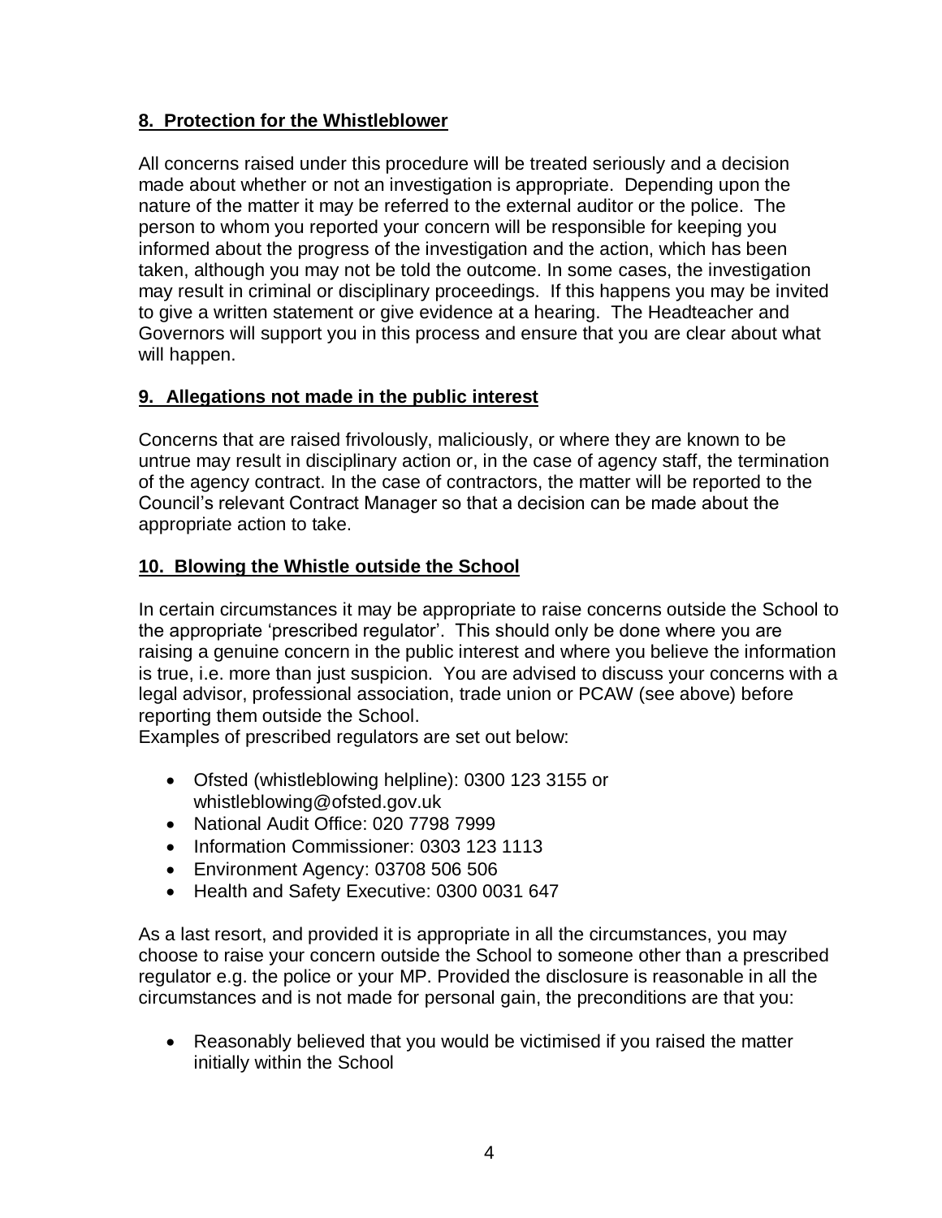## 8. Protection for the Whistleblower

All concerns raised under this procedure will be treated seriously and a decision made about whether or not an investigation is appropriate. Depending upon the nature of the matter it may be referred to the external auditor or the police. The person to whom you reported your concern will be responsible for keeping you informed about the progress of the investigation and the action, which has been taken, although you may not be told the outcome. In some cases, the investigation may result in criminal or disciplinary proceedings. If this happens you may be invited to give a written statement or give evidence at a hearing. The Headteacher and Governors will support you in this process and ensure that you are clear about what will happen.

## 9. Allegations not made in the public interest

Concerns that are raised frivolously, maliciously, or where they are known to be untrue may result in disciplinary action or, in the case of agency staff, the termination of the agency contract. In the case of contractors, the matter will be reported to the Council's relevant Contract Manager so that a decision can be made about the appropriate action to take.

## 10. Blowing the Whistle outside the School

In certain circumstances it may be appropriate to raise concerns outside the School to the appropriate 'prescribed regulator'. This should only be done where you are raising a genuine concern in the public interest and where you believe the information is true, i.e. more than just suspicion. You are advised to discuss your concerns with a legal advisor, professional association, trade union or PCAW (see above) before reporting them outside the School.

Examples of prescribed regulators are set out below:

- Ofsted (whistleblowing helpline): 0300 123 3155 or whistleblowing@ofsted.gov.uk
- National Audit Office: 020 7798 7999
- Information Commissioner: 0303 123 1113
- Environment Agency: 03708 506 506
- Health and Safety Executive: 0300 0031 647

As a last resort, and provided it is appropriate in all the circumstances, you may choose to raise your concern outside the School to someone other than a prescribed regulator e.g. the police or your MP. Provided the disclosure is reasonable in all the circumstances and is not made for personal gain, the preconditions are that you:

- Reasonably believed that you would be victimised if you raised the matter initially within the School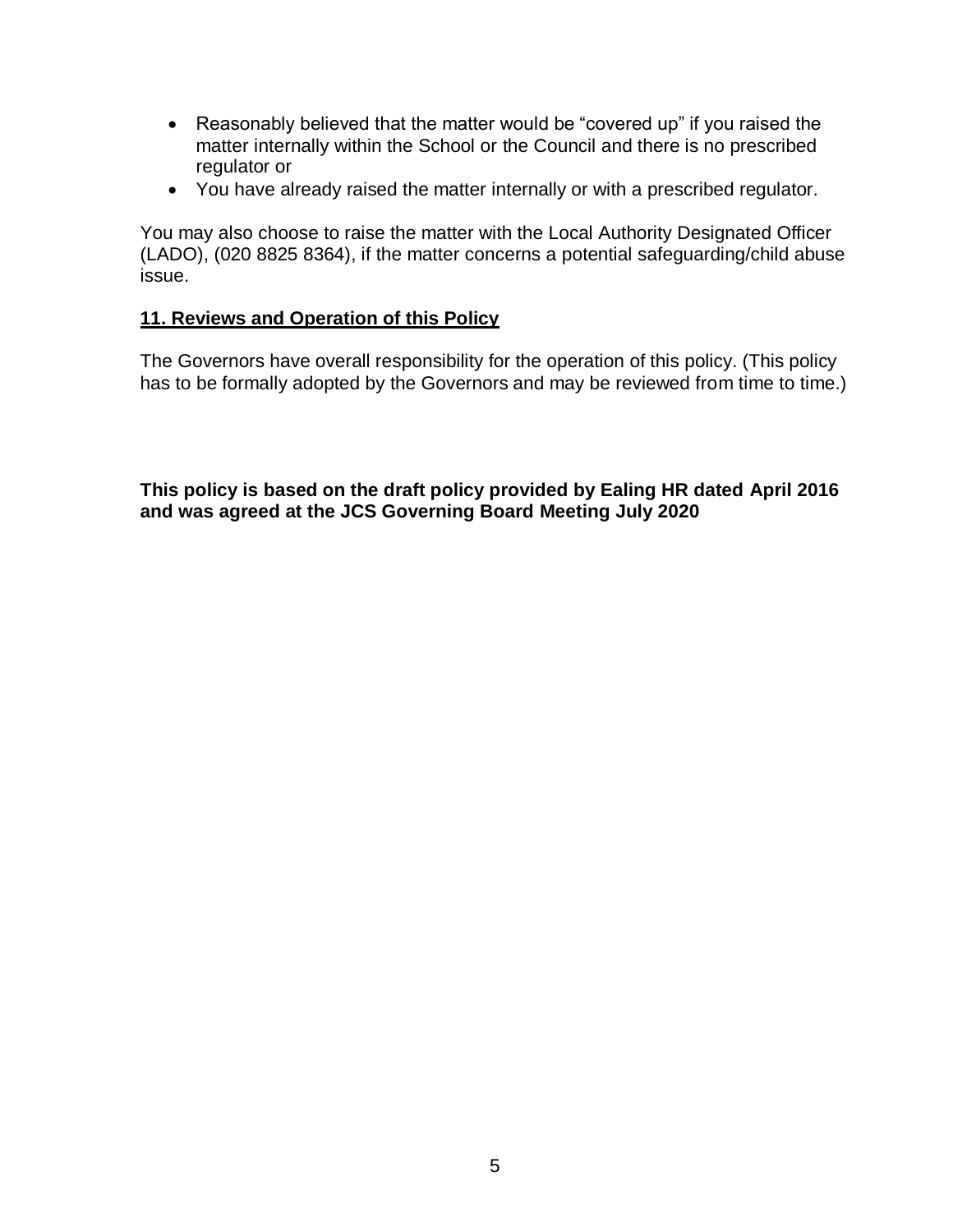- Reasonably believed that the matter would be "covered up" if you raised the matter internally within the School or the Council and there is no prescribed regulator or
- You have already raised the matter internally or with a prescribed regulator.

You may also choose to raise the matter with the Local Authority Designated Officer (LADO), (020 8825 8364), if the matter concerns a potential safeguarding/child abuse issue.

## 11. Reviews and Operation of this Policy

The Governors have overall responsibility for the operation of this policy. (This policy has to be formally adopted by the Governors and may be reviewed from time to time.)

**This policy is based on the draft policy provided by Ealing HR dated April 2016 and was agreed at the JCS Governing Board Meeting July 2020**